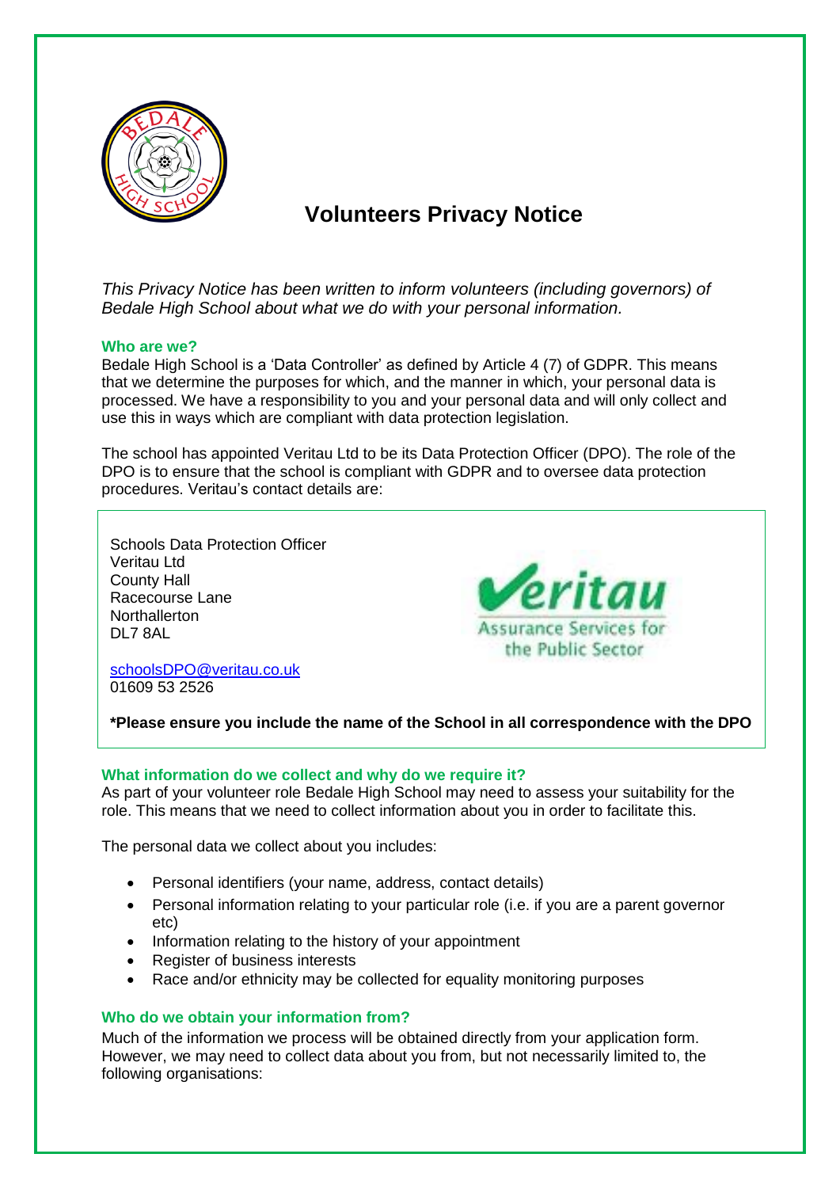# Volunteers Privacy Notice

*This Privacy Notice has been written to inform volunteers (including governors) of Bedale High School about what we do with your personal information.*

## Who are we?

Bedale High School is a 'Data Controller' as defined by Article 4 (7) of GDPR. This means that we determine the purposes for which, and the manner in which, your personal data is processed. We have a responsibility to you and your personal data and will only collect and use this in ways which are compliant with data protection legislation.

The school has appointed Veritau Ltd to be its Data Protection Officer (DPO). The role of the DPO is to ensure that the school is compliant with GDPR and to oversee data protection procedures. Veritau's contact details are:

Schools Data Protection Officer
Veritau Ltd
County Hall
Racecourse Lane
Northallerton
DL7 8AL

schoolsDPO@veritau.co.uk
01609 53 2526

**\*Please ensure you include the name of the School in all correspondence with the DPO**

## What information do we collect and why do we require it?

As part of your volunteer role Bedale High School may need to assess your suitability for the role. This means that we need to collect information about you in order to facilitate this.

The personal data we collect about you includes:

- Personal identifiers (your name, address, contact details)
- Personal information relating to your particular role (i.e. if you are a parent governor etc)
- Information relating to the history of your appointment
- Register of business interests
- Race and/or ethnicity may be collected for equality monitoring purposes

## Who do we obtain your information from?

Much of the information we process will be obtained directly from your application form. However, we may need to collect data about you from, but not necessarily limited to, the following organisations: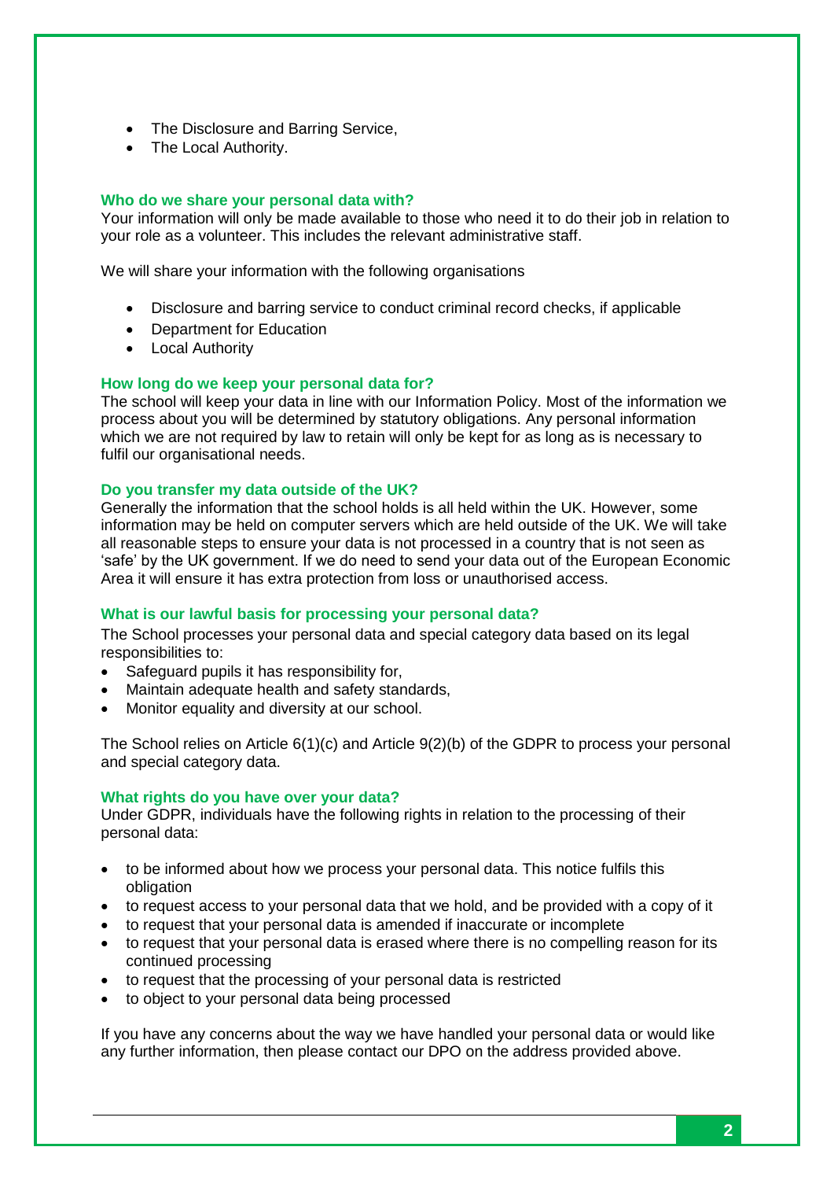- The Disclosure and Barring Service,
- The Local Authority.

### Who do we share your personal data with?

Your information will only be made available to those who need it to do their job in relation to your role as a volunteer. This includes the relevant administrative staff.

We will share your information with the following organisations

- Disclosure and barring service to conduct criminal record checks, if applicable
- Department for Education
- Local Authority

### How long do we keep your personal data for?

The school will keep your data in line with our Information Policy. Most of the information we process about you will be determined by statutory obligations. Any personal information which we are not required by law to retain will only be kept for as long as is necessary to fulfil our organisational needs.

### Do you transfer my data outside of the UK?

Generally the information that the school holds is all held within the UK. However, some information may be held on computer servers which are held outside of the UK. We will take all reasonable steps to ensure your data is not processed in a country that is not seen as 'safe' by the UK government. If we do need to send your data out of the European Economic Area it will ensure it has extra protection from loss or unauthorised access.

### What is our lawful basis for processing your personal data?

The School processes your personal data and special category data based on its legal responsibilities to:

- Safeguard pupils it has responsibility for,
- Maintain adequate health and safety standards,
- Monitor equality and diversity at our school.

The School relies on Article 6(1)(c) and Article 9(2)(b) of the GDPR to process your personal and special category data.

### What rights do you have over your data?

Under GDPR, individuals have the following rights in relation to the processing of their personal data:

- to be informed about how we process your personal data. This notice fulfils this obligation
- to request access to your personal data that we hold, and be provided with a copy of it
- to request that your personal data is amended if inaccurate or incomplete
- to request that your personal data is erased where there is no compelling reason for its continued processing
- to request that the processing of your personal data is restricted
- to object to your personal data being processed

If you have any concerns about the way we have handled your personal data or would like any further information, then please contact our DPO on the address provided above.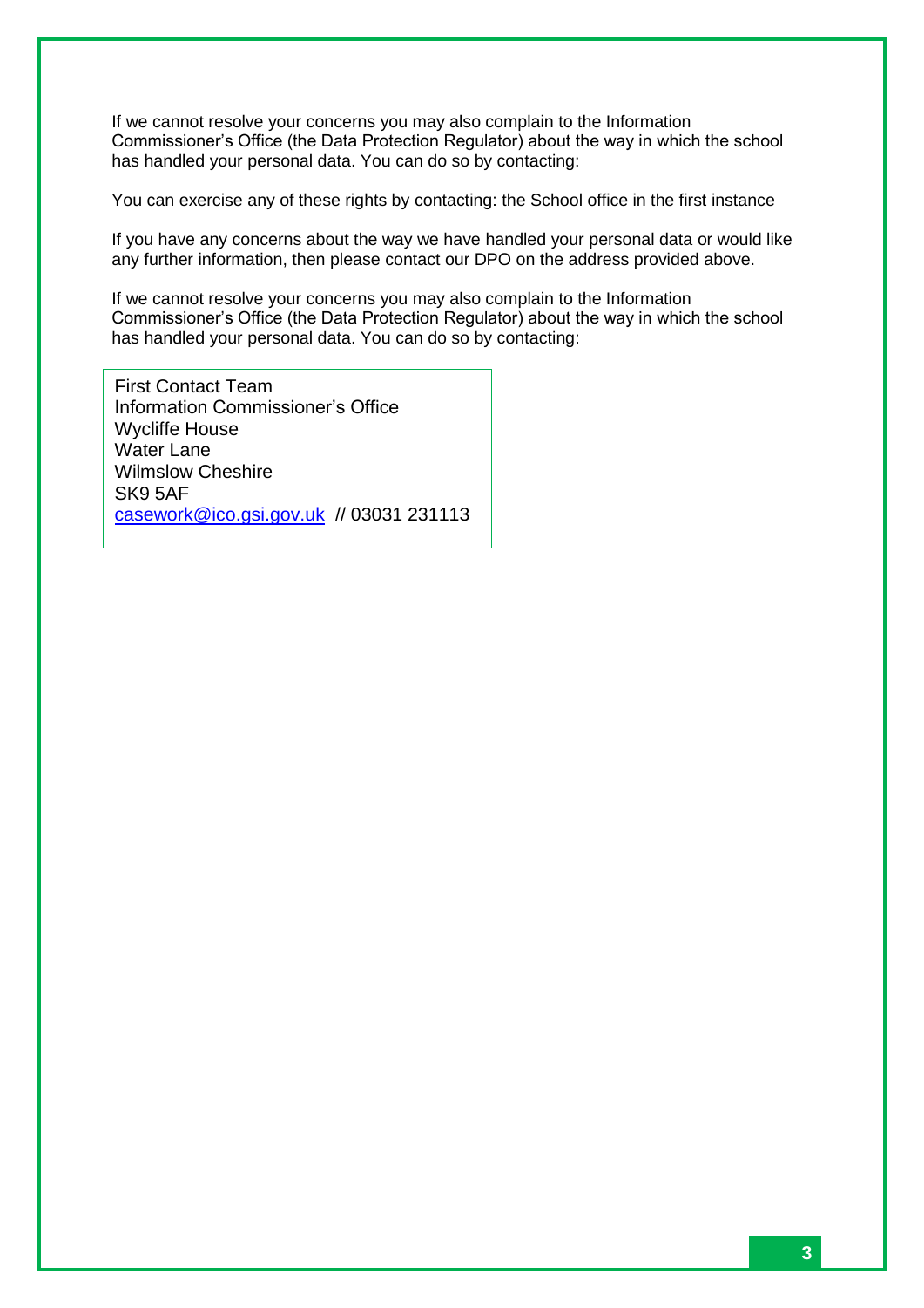If we cannot resolve your concerns you may also complain to the Information Commissioner's Office (the Data Protection Regulator) about the way in which the school has handled your personal data. You can do so by contacting:

You can exercise any of these rights by contacting: the School office in the first instance

If you have any concerns about the way we have handled your personal data or would like any further information, then please contact our DPO on the address provided above.

If we cannot resolve your concerns you may also complain to the Information Commissioner's Office (the Data Protection Regulator) about the way in which the school has handled your personal data. You can do so by contacting:

First Contact Team
Information Commissioner's Office
Wycliffe House
Water Lane
Wilmslow Cheshire
SK9 5AF
casework@ico.gsi.gov.uk // 03031 231113